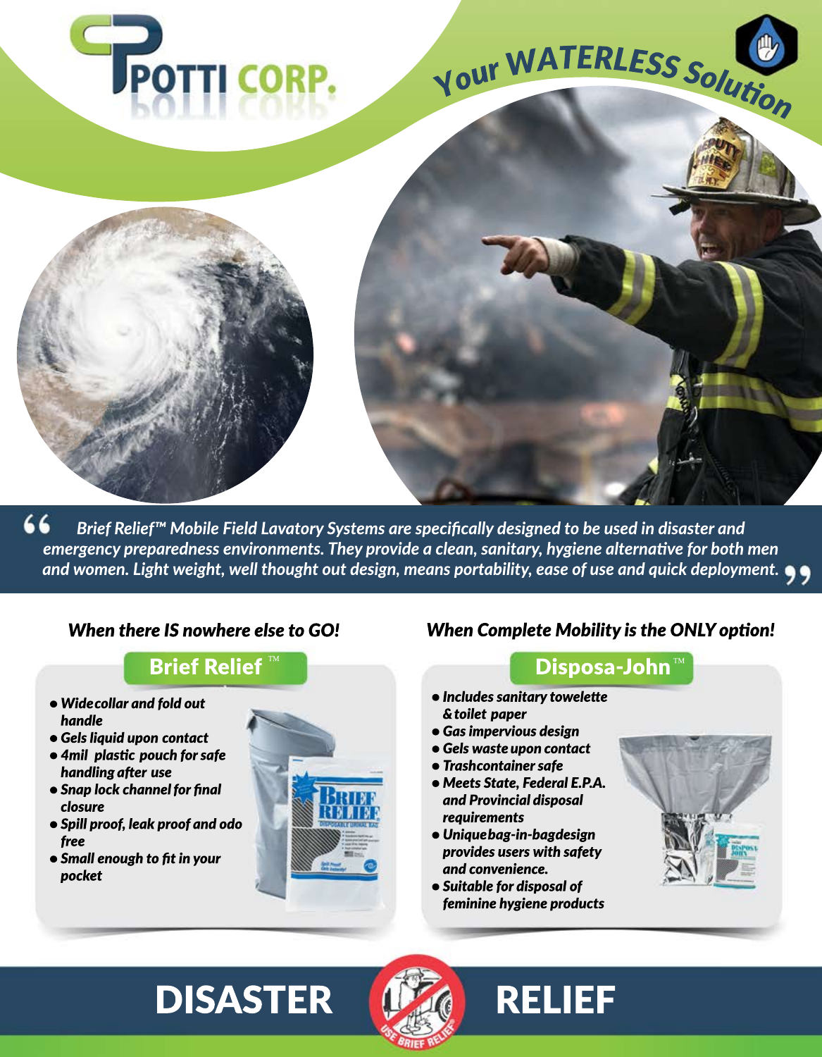# POTTI CORP.

## Your WATERLESS Solution

> *Brief Relief™ Mobile Field Lavatory Systems are specifically designed to be used in disaster and emergency preparedness environments. They provide a clean, sanitary, hygiene alternative for both men and women. Light weight, well thought out design, means portability, ease of use and quick deployment.*

### *When there IS nowhere else to GO!*

#### Brief Relief™

- *Wide collar and fold out handle*
- *Gels liquid upon contact*
- *4mil plastic pouch for safe handling after use*
- *Snap lock channel for final closure*
- *Spill proof, leak proof and odo free*
- *Small enough to fit in your pocket*

### *When Complete Mobility is the ONLY option!*

#### Disposa-John™

- *Includes sanitary towelette & toilet paper*
- *Gas impervious design*
- *Gels waste upon contact*
- *Trashcontainer safe*
- *Meets State, Federal E.P.A. and Provincial disposal requirements*
- *Unique bag-in-bag design provides users with safety and convenience.*
- *Suitable for disposal of feminine hygiene products*

# DISASTER RELIEF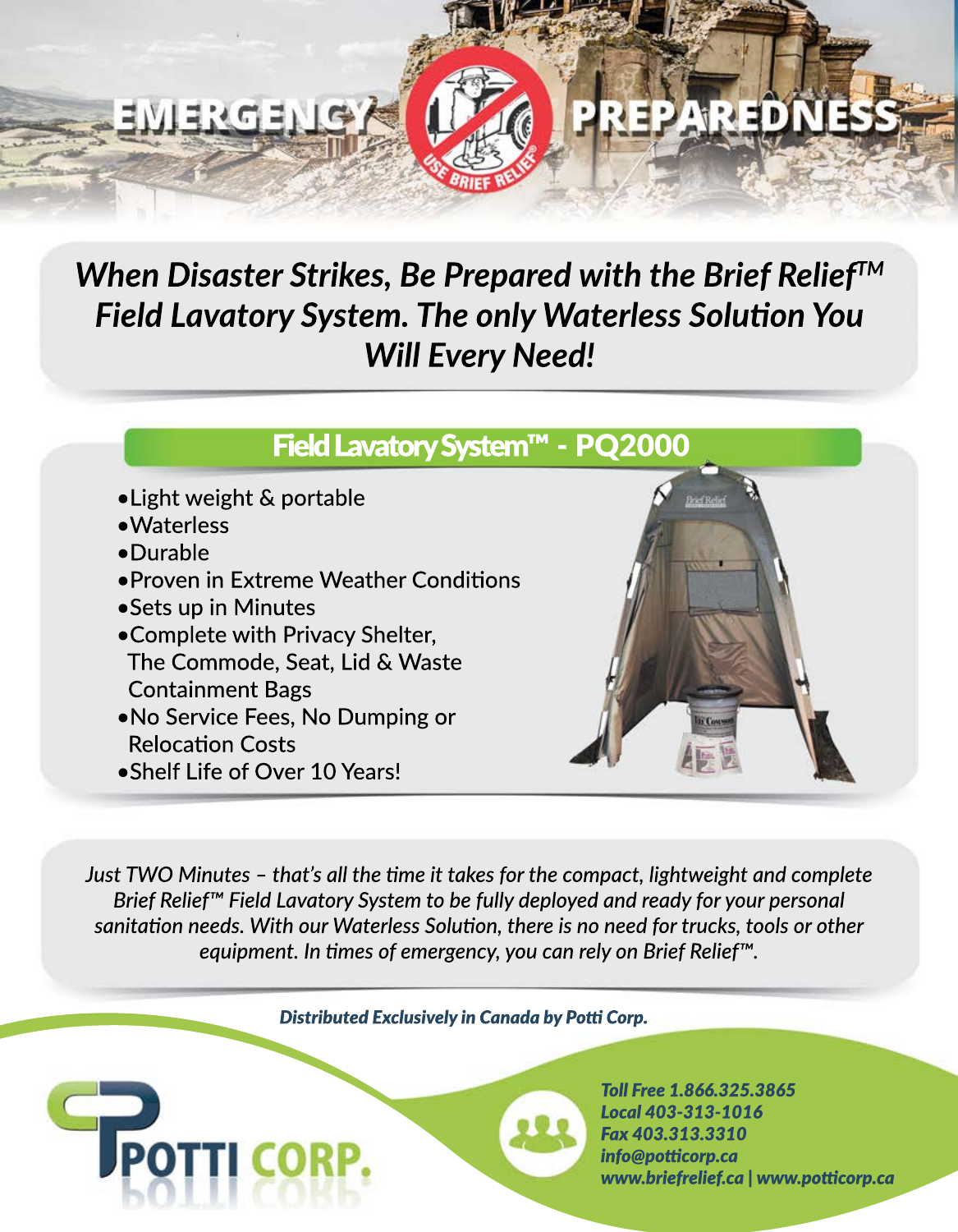# EMERGENCY PREPAREDNESS

USE BRIEF RELIEF®

## *When Disaster Strikes, Be Prepared with the Brief Relief™ Field Lavatory System. The only Waterless Solution You Will Every Need!*

### Field Lavatory System™ - PQ2000

- Light weight & portable
- Waterless
- Durable
- Proven in Extreme Weather Conditions
- Sets up in Minutes
- Complete with Privacy Shelter, The Commode, Seat, Lid & Waste Containment Bags
- No Service Fees, No Dumping or Relocation Costs
- Shelf Life of Over 10 Years!

*Just TWO Minutes – that's all the time it takes for the compact, lightweight and complete Brief Relief™ Field Lavatory System to be fully deployed and ready for your personal sanitation needs. With our Waterless Solution, there is no need for trucks, tools or other equipment. In times of emergency, you can rely on Brief Relief™.*

***Distributed Exclusively in Canada by Potti Corp.***

POTTI CORP.

*Toll Free 1.866.325.3865*
*Local 403-313-1016*
*Fax 403.313.3310*
*info@potticorp.ca*
*www.briefrelief.ca | www.potticorp.ca*